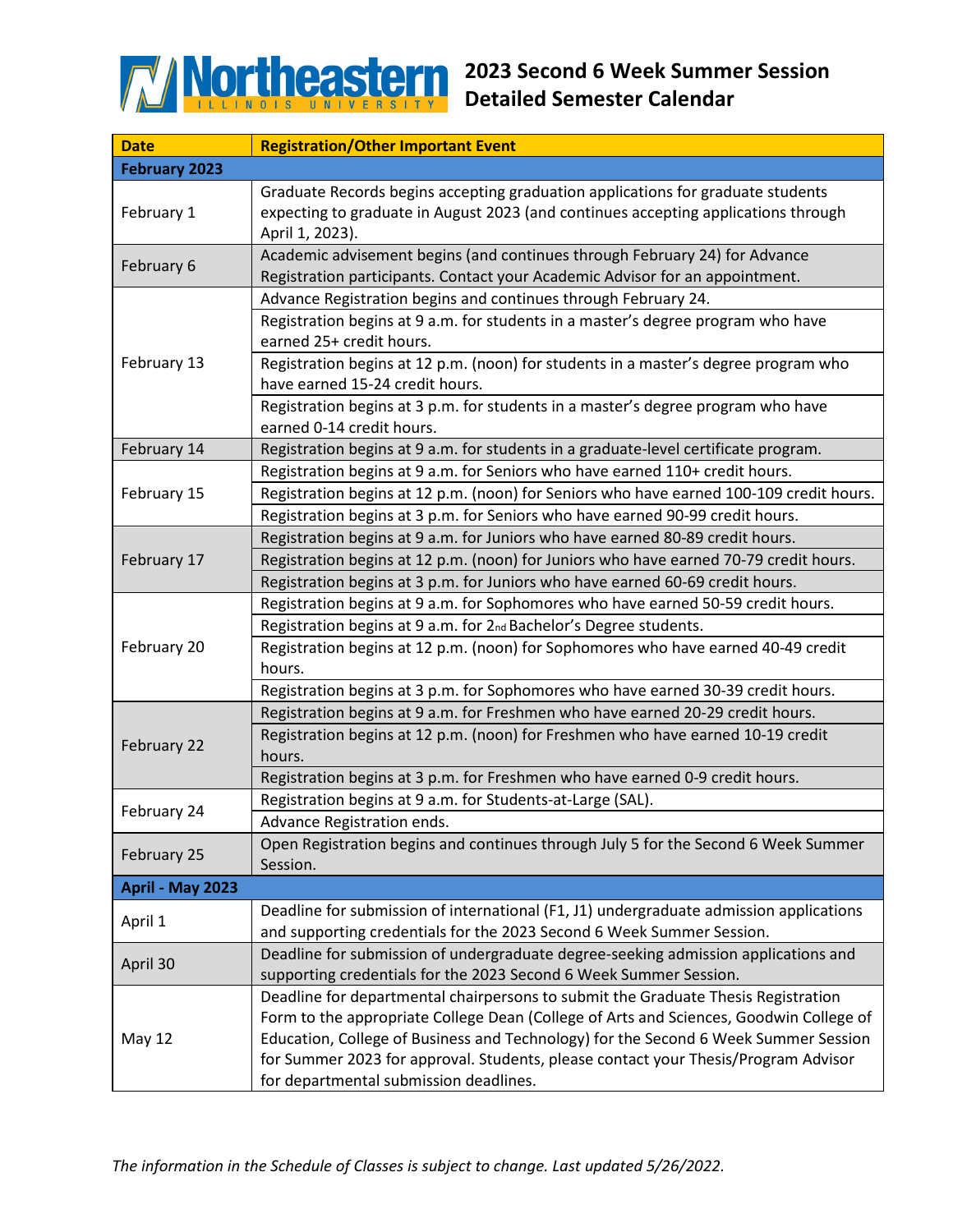# 2023 Second 6 Week Summer Session Detailed Semester Calendar

| Date | Registration/Other Important Event |
|---|---|
| **February 2023** | |
| February 1 | Graduate Records begins accepting graduation applications for graduate students expecting to graduate in August 2023 (and continues accepting applications through April 1, 2023). |
| February 6 | Academic advisement begins (and continues through February 24) for Advance Registration participants. Contact your Academic Advisor for an appointment. |
| February 13 | Advance Registration begins and continues through February 24. |
| | Registration begins at 9 a.m. for students in a master's degree program who have earned 25+ credit hours. |
| | Registration begins at 12 p.m. (noon) for students in a master's degree program who have earned 15-24 credit hours. |
| | Registration begins at 3 p.m. for students in a master's degree program who have earned 0-14 credit hours. |
| February 14 | Registration begins at 9 a.m. for students in a graduate-level certificate program. |
| February 15 | Registration begins at 9 a.m. for Seniors who have earned 110+ credit hours. |
| | Registration begins at 12 p.m. (noon) for Seniors who have earned 100-109 credit hours. |
| | Registration begins at 3 p.m. for Seniors who have earned 90-99 credit hours. |
| February 17 | Registration begins at 9 a.m. for Juniors who have earned 80-89 credit hours. |
| | Registration begins at 12 p.m. (noon) for Juniors who have earned 70-79 credit hours. |
| | Registration begins at 3 p.m. for Juniors who have earned 60-69 credit hours. |
| February 20 | Registration begins at 9 a.m. for Sophomores who have earned 50-59 credit hours. |
| | Registration begins at 9 a.m. for 2nd Bachelor's Degree students. |
| | Registration begins at 12 p.m. (noon) for Sophomores who have earned 40-49 credit hours. |
| | Registration begins at 3 p.m. for Sophomores who have earned 30-39 credit hours. |
| February 22 | Registration begins at 9 a.m. for Freshmen who have earned 20-29 credit hours. |
| | Registration begins at 12 p.m. (noon) for Freshmen who have earned 10-19 credit hours. |
| | Registration begins at 3 p.m. for Freshmen who have earned 0-9 credit hours. |
| February 24 | Registration begins at 9 a.m. for Students-at-Large (SAL). |
| | Advance Registration ends. |
| February 25 | Open Registration begins and continues through July 5 for the Second 6 Week Summer Session. |
| **April - May 2023** | |
| April 1 | Deadline for submission of international (F1, J1) undergraduate admission applications and supporting credentials for the 2023 Second 6 Week Summer Session. |
| April 30 | Deadline for submission of undergraduate degree-seeking admission applications and supporting credentials for the 2023 Second 6 Week Summer Session. |
| May 12 | Deadline for departmental chairpersons to submit the Graduate Thesis Registration Form to the appropriate College Dean (College of Arts and Sciences, Goodwin College of Education, College of Business and Technology) for the Second 6 Week Summer Session for Summer 2023 for approval. Students, please contact your Thesis/Program Advisor for departmental submission deadlines. |

*The information in the Schedule of Classes is subject to change. Last updated 5/26/2022.*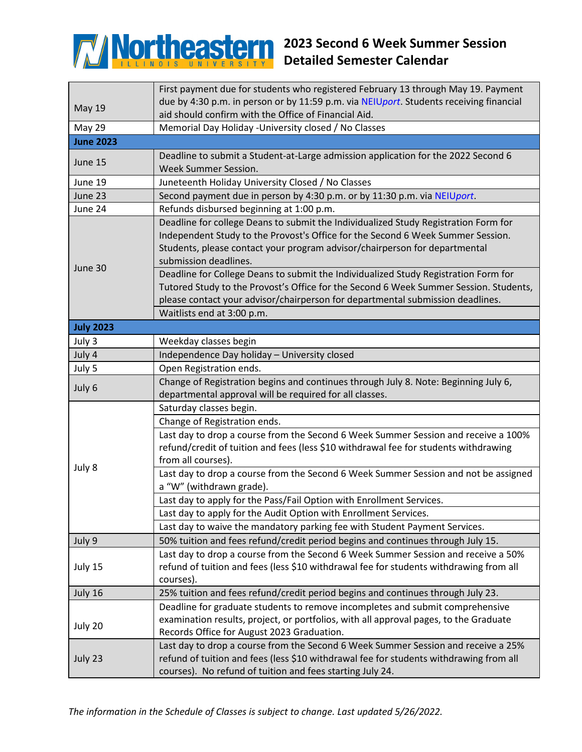# 2023 Second 6 Week Summer Session Detailed Semester Calendar

| | |
|---|---|
| May 19 | First payment due for students who registered February 13 through May 19. Payment due by 4:30 p.m. in person or by 11:59 p.m. via NEIU*port*. Students receiving financial aid should confirm with the Office of Financial Aid. |
| May 29 | Memorial Day Holiday -University closed / No Classes |
| **June 2023** | |
| June 15 | Deadline to submit a Student-at-Large admission application for the 2022 Second 6 Week Summer Session. |
| June 19 | Juneteenth Holiday University Closed / No Classes |
| June 23 | Second payment due in person by 4:30 p.m. or by 11:30 p.m. via NEIU*port*. |
| June 24 | Refunds disbursed beginning at 1:00 p.m. |
| June 30 | Deadline for college Deans to submit the Individualized Study Registration Form for Independent Study to the Provost's Office for the Second 6 Week Summer Session. Students, please contact your program advisor/chairperson for departmental submission deadlines. |
| | Deadline for College Deans to submit the Individualized Study Registration Form for Tutored Study to the Provost's Office for the Second 6 Week Summer Session. Students, please contact your advisor/chairperson for departmental submission deadlines. |
| | Waitlists end at 3:00 p.m. |
| **July 2023** | |
| July 3 | Weekday classes begin |
| July 4 | Independence Day holiday – University closed |
| July 5 | Open Registration ends. |
| July 6 | Change of Registration begins and continues through July 8. Note: Beginning July 6, departmental approval will be required for all classes. |
| July 8 | Saturday classes begin. |
| | Change of Registration ends. |
| | Last day to drop a course from the Second 6 Week Summer Session and receive a 100% refund/credit of tuition and fees (less $10 withdrawal fee for students withdrawing from all courses). |
| | Last day to drop a course from the Second 6 Week Summer Session and not be assigned a "W" (withdrawn grade). |
| | Last day to apply for the Pass/Fail Option with Enrollment Services. |
| | Last day to apply for the Audit Option with Enrollment Services. |
| | Last day to waive the mandatory parking fee with Student Payment Services. |
| July 9 | 50% tuition and fees refund/credit period begins and continues through July 15. |
| July 15 | Last day to drop a course from the Second 6 Week Summer Session and receive a 50% refund of tuition and fees (less $10 withdrawal fee for students withdrawing from all courses). |
| July 16 | 25% tuition and fees refund/credit period begins and continues through July 23. |
| July 20 | Deadline for graduate students to remove incompletes and submit comprehensive examination results, project, or portfolios, with all approval pages, to the Graduate Records Office for August 2023 Graduation. |
| July 23 | Last day to drop a course from the Second 6 Week Summer Session and receive a 25% refund of tuition and fees (less $10 withdrawal fee for students withdrawing from all courses). No refund of tuition and fees starting July 24. |

*The information in the Schedule of Classes is subject to change. Last updated 5/26/2022.*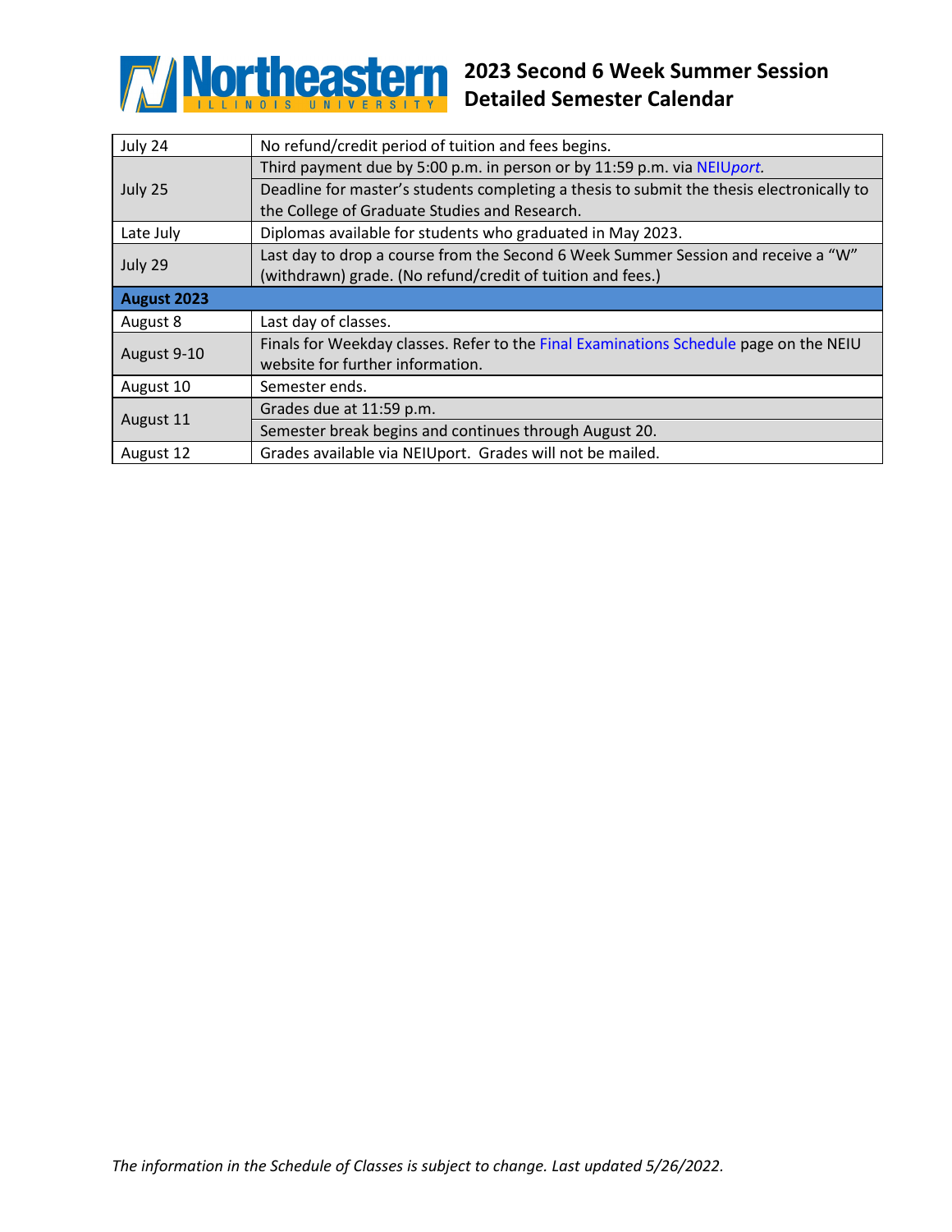# 2023 Second 6 Week Summer Session Detailed Semester Calendar

| | |
|---|---|
| July 24 | No refund/credit period of tuition and fees begins. |
| July 25 | Third payment due by 5:00 p.m. in person or by 11:59 p.m. via NEIU*port*. |
| | Deadline for master's students completing a thesis to submit the thesis electronically to the College of Graduate Studies and Research. |
| Late July | Diplomas available for students who graduated in May 2023. |
| July 29 | Last day to drop a course from the Second 6 Week Summer Session and receive a "W" (withdrawn) grade. (No refund/credit of tuition and fees.) |
| **August 2023** | |
| August 8 | Last day of classes. |
| August 9-10 | Finals for Weekday classes. Refer to the Final Examinations Schedule page on the NEIU website for further information. |
| August 10 | Semester ends. |
| August 11 | Grades due at 11:59 p.m. |
| | Semester break begins and continues through August 20. |
| August 12 | Grades available via NEIUport. Grades will not be mailed. |

*The information in the Schedule of Classes is subject to change. Last updated 5/26/2022.*